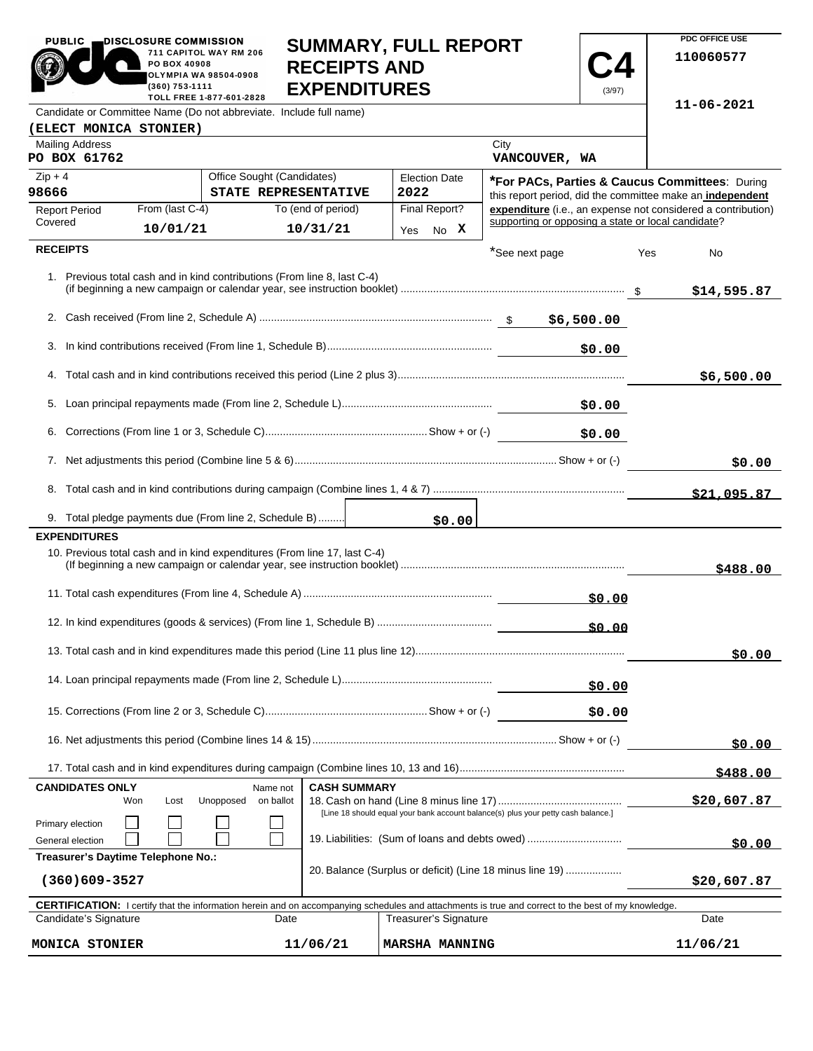PUBLIC DISCLOSURE COMMISSION
711 CAPITOL WAY RM 206
PO BOX 40908
OLYMPIA WA 98504-0908
(360) 753-1111
TOLL FREE 1-877-601-2828

# SUMMARY, FULL REPORT RECEIPTS AND EXPENDITURES

**C4** (3/97)

PDC OFFICE USE
110060577

11-06-2021

| Candidate or Committee Name (Do not abbreviate. Include full name) | | | |
|---|---|---|---|
| (ELECT MONICA STONIER) | | | |
| Mailing Address: PO BOX 61762 | | City: VANCOUVER, WA | |
| Zip + 4: 98666 | Office Sought (Candidates): STATE REPRESENTATIVE | Election Date: 2022 | |
| Report Period Covered: From (last C-4) 10/01/21 | To (end of period) 10/31/21 | Final Report? Yes No X | |

***For PACs, Parties & Caucus Committees**: During this report period, did the committee make an **independent expenditure** (i.e., an expense not considered a contribution) supporting or opposing a state or local candidate?

*See next page Yes No

## RECEIPTS

| | | |
|---|---|---|
| 1. Previous total cash and in kind contributions (From line 8, last C-4) (if beginning a new campaign or calendar year, see instruction booklet) | | $14,595.87 |
| 2. Cash received (From line 2, Schedule A) | $6,500.00 | |
| 3. In kind contributions received (From line 1, Schedule B) | $0.00 | |
| 4. Total cash and in kind contributions received this period (Line 2 plus 3) | | $6,500.00 |
| 5. Loan principal repayments made (From line 2, Schedule L) | $0.00 | |
| 6. Corrections (From line 1 or 3, Schedule C) Show + or (-) | $0.00 | |
| 7. Net adjustments this period (Combine line 5 & 6) Show + or (-) | | $0.00 |
| 8. Total cash and in kind contributions during campaign (Combine lines 1, 4 & 7) | | $21,095.87 |
| 9. Total pledge payments due (From line 2, Schedule B) | $0.00 | |

## EXPENDITURES

| | | |
|---|---|---|
| 10. Previous total cash and in kind expenditures (From line 17, last C-4) (If beginning a new campaign or calendar year, see instruction booklet) | | $488.00 |
| 11. Total cash expenditures (From line 4, Schedule A) | $0.00 | |
| 12. In kind expenditures (goods & services) (From line 1, Schedule B) | $0.00 | |
| 13. Total cash and in kind expenditures made this period (Line 11 plus line 12) | | $0.00 |
| 14. Loan principal repayments made (From line 2, Schedule L) | $0.00 | |
| 15. Corrections (From line 2 or 3, Schedule C) Show + or (-) | $0.00 | |
| 16. Net adjustments this period (Combine lines 14 & 15) Show + or (-) | | $0.00 |
| 17. Total cash and in kind expenditures during campaign (Combine lines 10, 13 and 16) | | $488.00 |

| CANDIDATES ONLY | Won | Lost | Unopposed | Name not on ballot |
|---|---|---|---|---|
| Primary election | ☐ | ☐ | ☐ | ☐ |
| General election | ☐ | ☐ | ☐ | ☐ |

**Treasurer's Daytime Telephone No.:** (360)609-3527

**CASH SUMMARY**

| | |
|---|---|
| 18. Cash on hand (Line 8 minus line 17) [Line 18 should equal your bank account balance(s) plus your petty cash balance.] | $20,607.87 |
| 19. Liabilities: (Sum of loans and debts owed) | $0.00 |
| 20. Balance (Surplus or deficit) (Line 18 minus line 19) | $20,607.87 |

**CERTIFICATION:** I certify that the information herein and on accompanying schedules and attachments is true and correct to the best of my knowledge.

| Candidate's Signature | Date | Treasurer's Signature | Date |
|---|---|---|---|
| MONICA STONIER | 11/06/21 | MARSHA MANNING | 11/06/21 |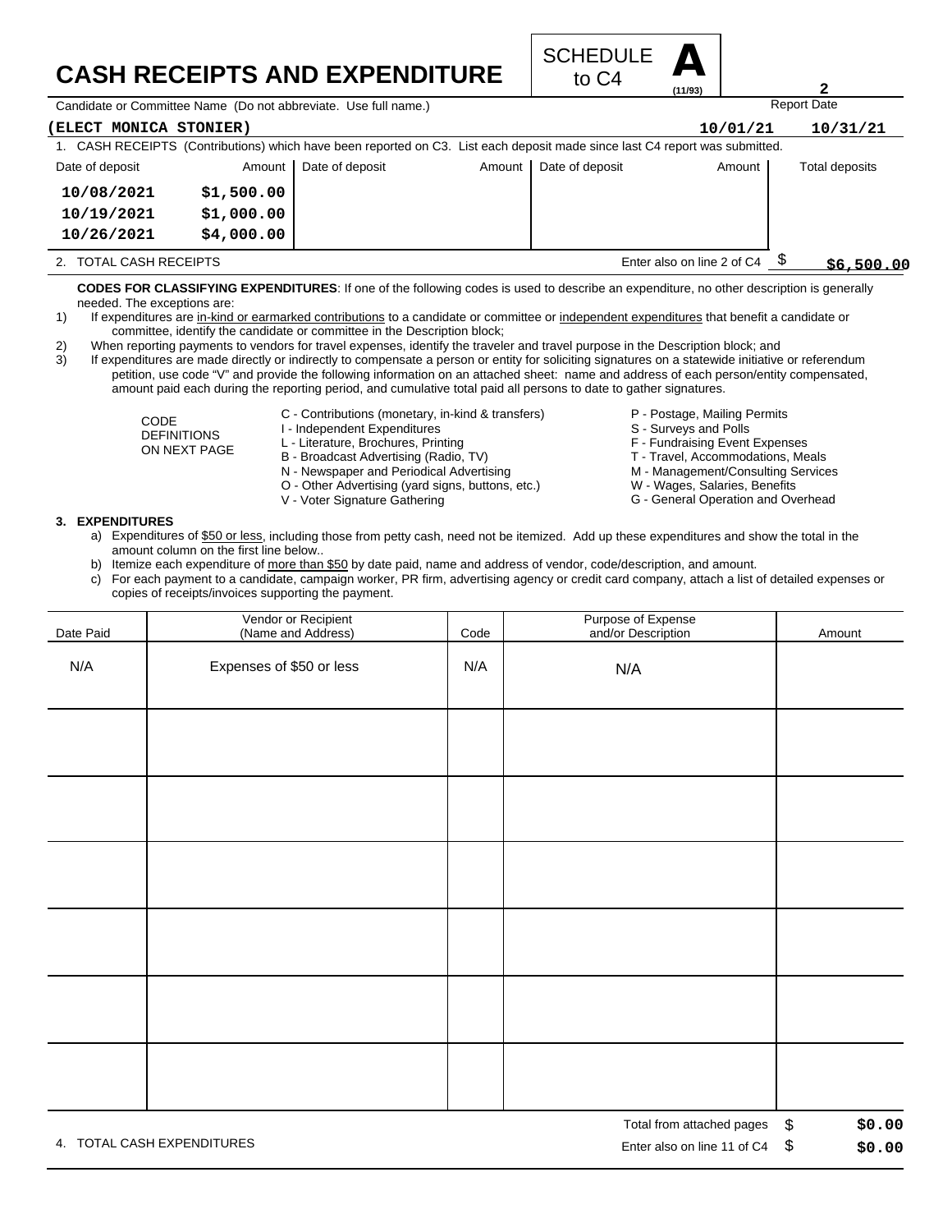# CASH RECEIPTS AND EXPENDITURE

SCHEDULE **A** to C4 (11/93)

**2**

Candidate or Committee Name (Do not abbreviate. Use full name.)

**(ELECT MONICA STONIER)**

Report Date

**10/01/21** **10/31/21**

1. CASH RECEIPTS (Contributions) which have been reported on C3. List each deposit made since last C4 report was submitted.

| Date of deposit | Amount | Date of deposit | Amount | Date of deposit | Amount | Total deposits |
|---|---|---|---|---|---|---|
| 10/08/2021 | $1,500.00 | | | | | |
| 10/19/2021 | $1,000.00 | | | | | |
| 10/26/2021 | $4,000.00 | | | | | |

2. TOTAL CASH RECEIPTS — Enter also on line 2 of C4 $ **$6,500.00**

**CODES FOR CLASSIFYING EXPENDITURES**: If one of the following codes is used to describe an expenditure, no other description is generally needed. The exceptions are:

1) If expenditures are in-kind or earmarked contributions to a candidate or committee or independent expenditures that benefit a candidate or committee, identify the candidate or committee in the Description block;
2) When reporting payments to vendors for travel expenses, identify the traveler and travel purpose in the Description block; and
3) If expenditures are made directly or indirectly to compensate a person or entity for soliciting signatures on a statewide initiative or referendum petition, use code "V" and provide the following information on an attached sheet: name and address of each person/entity compensated, amount paid each during the reporting period, and cumulative total paid all persons to date to gather signatures.

CODE DEFINITIONS ON NEXT PAGE

- C - Contributions (monetary, in-kind & transfers)
- I - Independent Expenditures
- L - Literature, Brochures, Printing
- B - Broadcast Advertising (Radio, TV)
- N - Newspaper and Periodical Advertising
- O - Other Advertising (yard signs, buttons, etc.)
- V - Voter Signature Gathering
- P - Postage, Mailing Permits
- S - Surveys and Polls
- F - Fundraising Event Expenses
- T - Travel, Accommodations, Meals
- M - Management/Consulting Services
- W - Wages, Salaries, Benefits
- G - General Operation and Overhead

**3. EXPENDITURES**

a) Expenditures of $50 or less, including those from petty cash, need not be itemized. Add up these expenditures and show the total in the amount column on the first line below..
b) Itemize each expenditure of more than $50 by date paid, name and address of vendor, code/description, and amount.
c) For each payment to a candidate, campaign worker, PR firm, advertising agency or credit card company, attach a list of detailed expenses or copies of receipts/invoices supporting the payment.

| Date Paid | Vendor or Recipient (Name and Address) | Code | Purpose of Expense and/or Description | Amount |
|---|---|---|---|---|
| N/A | Expenses of $50 or less | N/A | N/A | |
| | | | | |
| | | | | |
| | | | | |
| | | | | |
| | | | | |
| | | | | |

Total from attached pages $ **$0.00**

4. TOTAL CASH EXPENDITURES — Enter also on line 11 of C4 $ **$0.00**